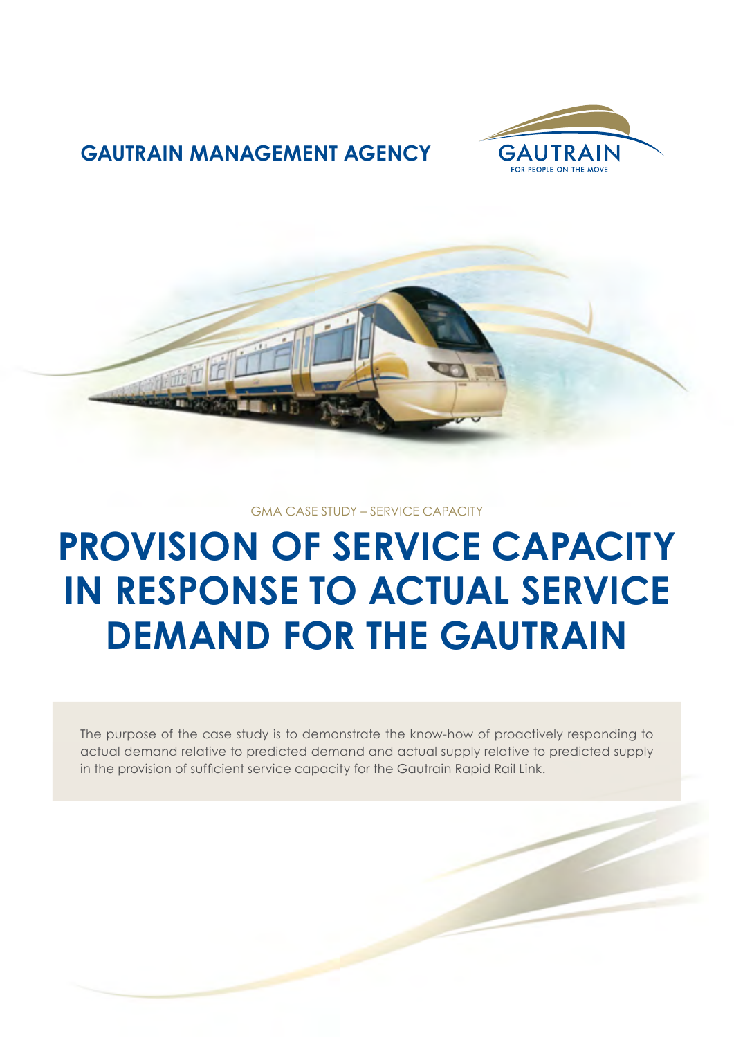**GAUTRAIN MANAGEMENT AGENCY**

GAUTRAIN
FOR PEOPLE ON THE MOVE

GMA CASE STUDY – SERVICE CAPACITY

# PROVISION OF SERVICE CAPACITY IN RESPONSE TO ACTUAL SERVICE DEMAND FOR THE GAUTRAIN

The purpose of the case study is to demonstrate the know-how of proactively responding to actual demand relative to predicted demand and actual supply relative to predicted supply in the provision of sufficient service capacity for the Gautrain Rapid Rail Link.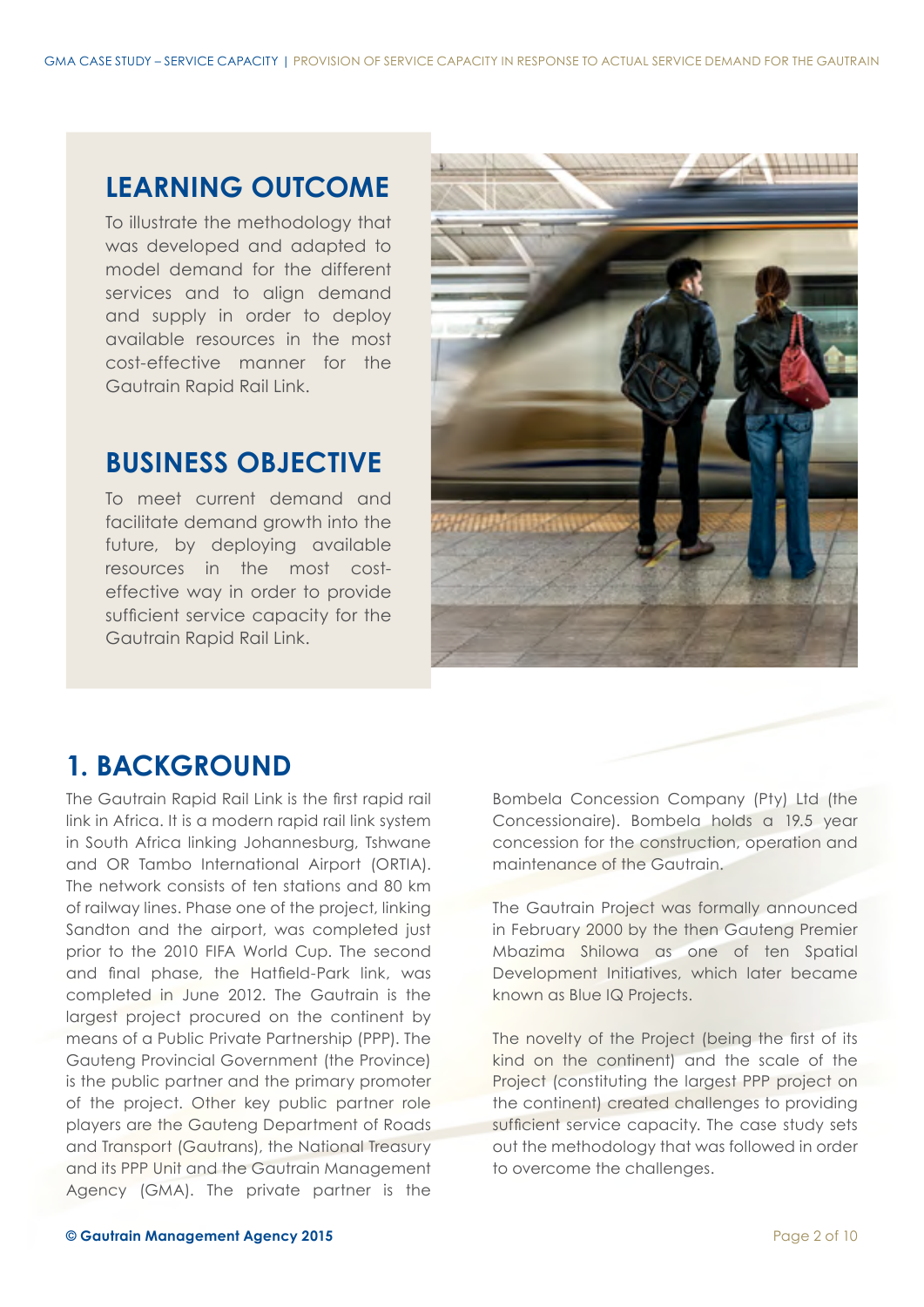## LEARNING OUTCOME

To illustrate the methodology that was developed and adapted to model demand for the different services and to align demand and supply in order to deploy available resources in the most cost-effective manner for the Gautrain Rapid Rail Link.

## BUSINESS OBJECTIVE

To meet current demand and facilitate demand growth into the future, by deploying available resources in the most cost-effective way in order to provide sufficient service capacity for the Gautrain Rapid Rail Link.

# 1. BACKGROUND

The Gautrain Rapid Rail Link is the first rapid rail link in Africa. It is a modern rapid rail link system in South Africa linking Johannesburg, Tshwane and OR Tambo International Airport (ORTIA). The network consists of ten stations and 80 km of railway lines. Phase one of the project, linking Sandton and the airport, was completed just prior to the 2010 FIFA World Cup. The second and final phase, the Hatfield-Park link, was completed in June 2012. The Gautrain is the largest project procured on the continent by means of a Public Private Partnership (PPP). The Gauteng Provincial Government (the Province) is the public partner and the primary promoter of the project. Other key public partner role players are the Gauteng Department of Roads and Transport (Gautrans), the National Treasury and its PPP Unit and the Gautrain Management Agency (GMA). The private partner is the Bombela Concession Company (Pty) Ltd (the Concessionaire). Bombela holds a 19.5 year concession for the construction, operation and maintenance of the Gautrain.

The Gautrain Project was formally announced in February 2000 by the then Gauteng Premier Mbazima Shilowa as one of ten Spatial Development Initiatives, which later became known as Blue IQ Projects.

The novelty of the Project (being the first of its kind on the continent) and the scale of the Project (constituting the largest PPP project on the continent) created challenges to providing sufficient service capacity. The case study sets out the methodology that was followed in order to overcome the challenges.

**© Gautrain Management Agency 2015**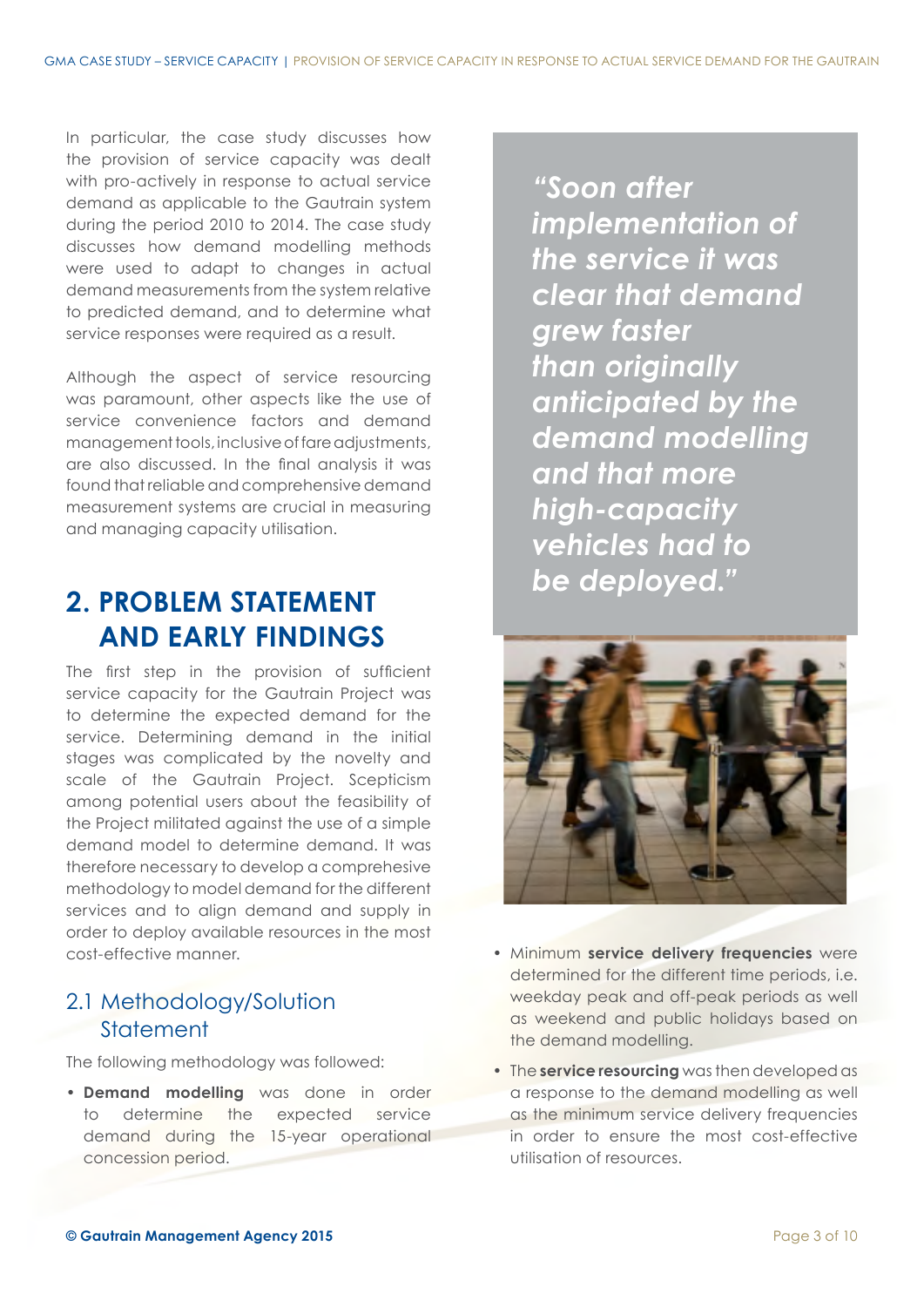In particular, the case study discusses how the provision of service capacity was dealt with pro-actively in response to actual service demand as applicable to the Gautrain system during the period 2010 to 2014. The case study discusses how demand modelling methods were used to adapt to changes in actual demand measurements from the system relative to predicted demand, and to determine what service responses were required as a result.

Although the aspect of service resourcing was paramount, other aspects like the use of service convenience factors and demand management tools, inclusive of fare adjustments, are also discussed. In the final analysis it was found that reliable and comprehensive demand measurement systems are crucial in measuring and managing capacity utilisation.

## 2. PROBLEM STATEMENT AND EARLY FINDINGS

The first step in the provision of sufficient service capacity for the Gautrain Project was to determine the expected demand for the service. Determining demand in the initial stages was complicated by the novelty and scale of the Gautrain Project. Scepticism among potential users about the feasibility of the Project militated against the use of a simple demand model to determine demand. It was therefore necessary to develop a comprehesive methodology to model demand for the different services and to align demand and supply in order to deploy available resources in the most cost-effective manner.

### 2.1 Methodology/Solution Statement

The following methodology was followed:

- **Demand modelling** was done in order to determine the expected service demand during the 15-year operational concession period.
- Minimum **service delivery frequencies** were determined for the different time periods, i.e. weekday peak and off-peak periods as well as weekend and public holidays based on the demand modelling.
- The **service resourcing** was then developed as a response to the demand modelling as well as the minimum service delivery frequencies in order to ensure the most cost-effective utilisation of resources.

*"Soon after implementation of the service it was clear that demand grew faster than originally anticipated by the demand modelling and that more high-capacity vehicles had to be deployed."*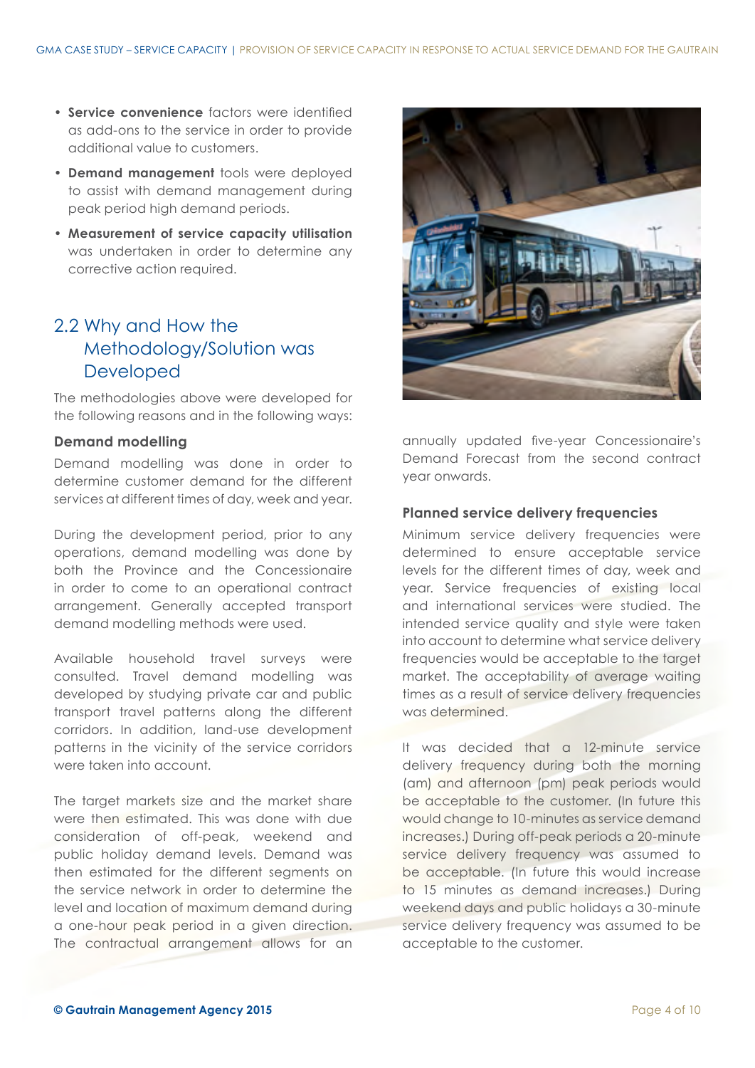- **Service convenience** factors were identified as add-ons to the service in order to provide additional value to customers.
- **Demand management** tools were deployed to assist with demand management during peak period high demand periods.
- **Measurement of service capacity utilisation** was undertaken in order to determine any corrective action required.

## 2.2 Why and How the Methodology/Solution was Developed

The methodologies above were developed for the following reasons and in the following ways:

### Demand modelling

Demand modelling was done in order to determine customer demand for the different services at different times of day, week and year.

During the development period, prior to any operations, demand modelling was done by both the Province and the Concessionaire in order to come to an operational contract arrangement. Generally accepted transport demand modelling methods were used.

Available household travel surveys were consulted. Travel demand modelling was developed by studying private car and public transport travel patterns along the different corridors. In addition, land-use development patterns in the vicinity of the service corridors were taken into account.

The target markets size and the market share were then estimated. This was done with due consideration of off-peak, weekend and public holiday demand levels. Demand was then estimated for the different segments on the service network in order to determine the level and location of maximum demand during a one-hour peak period in a given direction. The contractual arrangement allows for an annually updated five-year Concessionaire's Demand Forecast from the second contract year onwards.

### Planned service delivery frequencies

Minimum service delivery frequencies were determined to ensure acceptable service levels for the different times of day, week and year. Service frequencies of existing local and international services were studied. The intended service quality and style were taken into account to determine what service delivery frequencies would be acceptable to the target market. The acceptability of average waiting times as a result of service delivery frequencies was determined.

It was decided that a 12-minute service delivery frequency during both the morning (am) and afternoon (pm) peak periods would be acceptable to the customer. (In future this would change to 10-minutes as service demand increases.) During off-peak periods a 20-minute service delivery frequency was assumed to be acceptable. (In future this would increase to 15 minutes as demand increases.) During weekend days and public holidays a 30-minute service delivery frequency was assumed to be acceptable to the customer.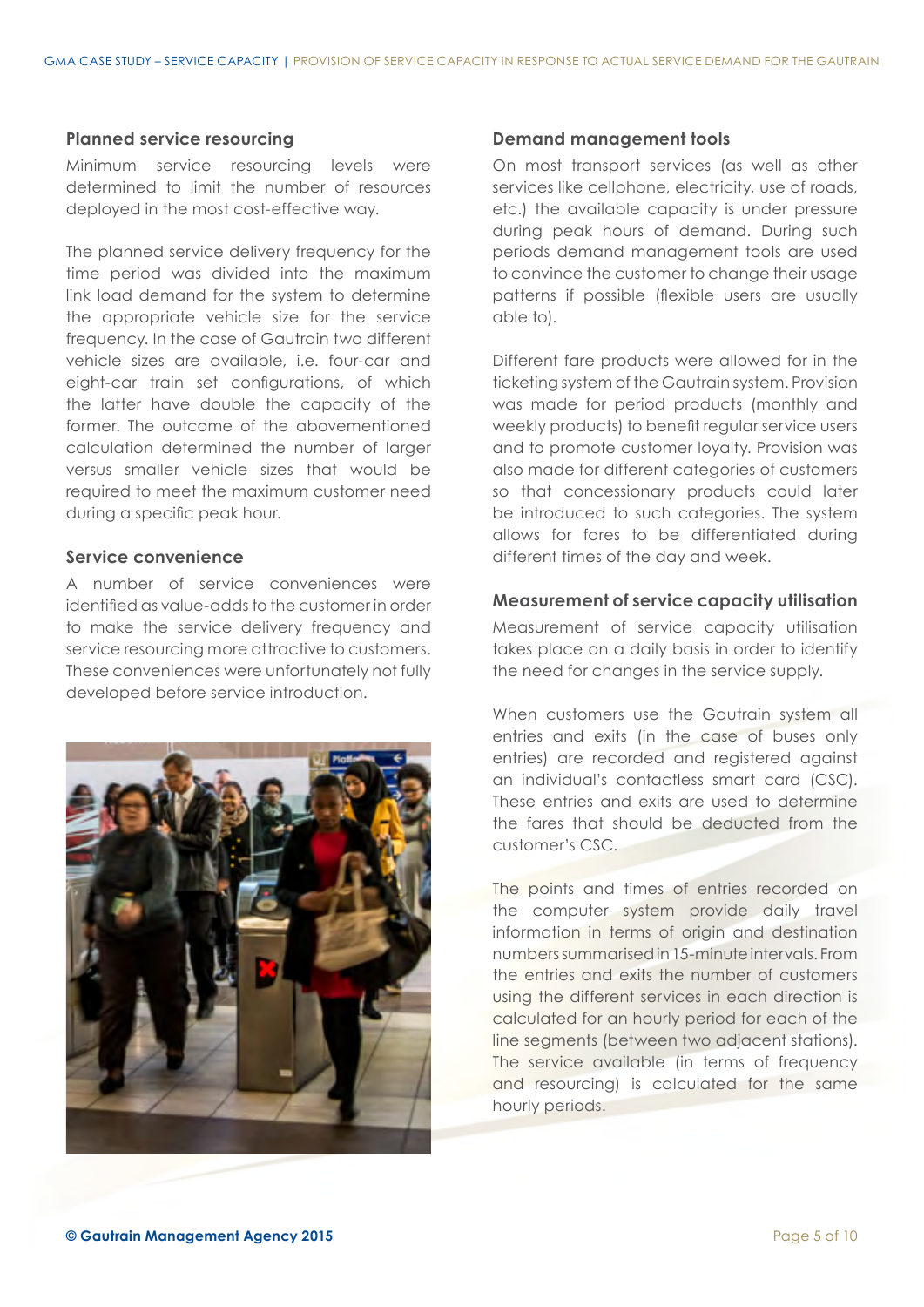### Planned service resourcing

Minimum service resourcing levels were determined to limit the number of resources deployed in the most cost-effective way.

The planned service delivery frequency for the time period was divided into the maximum link load demand for the system to determine the appropriate vehicle size for the service frequency. In the case of Gautrain two different vehicle sizes are available, i.e. four-car and eight-car train set configurations, of which the latter have double the capacity of the former. The outcome of the abovementioned calculation determined the number of larger versus smaller vehicle sizes that would be required to meet the maximum customer need during a specific peak hour.

### Service convenience

A number of service conveniences were identified as value-adds to the customer in order to make the service delivery frequency and service resourcing more attractive to customers. These conveniences were unfortunately not fully developed before service introduction.

### Demand management tools

On most transport services (as well as other services like cellphone, electricity, use of roads, etc.) the available capacity is under pressure during peak hours of demand. During such periods demand management tools are used to convince the customer to change their usage patterns if possible (flexible users are usually able to).

Different fare products were allowed for in the ticketing system of the Gautrain system. Provision was made for period products (monthly and weekly products) to benefit regular service users and to promote customer loyalty. Provision was also made for different categories of customers so that concessionary products could later be introduced to such categories. The system allows for fares to be differentiated during different times of the day and week.

### Measurement of service capacity utilisation

Measurement of service capacity utilisation takes place on a daily basis in order to identify the need for changes in the service supply.

When customers use the Gautrain system all entries and exits (in the case of buses only entries) are recorded and registered against an individual's contactless smart card (CSC). These entries and exits are used to determine the fares that should be deducted from the customer's CSC.

The points and times of entries recorded on the computer system provide daily travel information in terms of origin and destination numbers summarised in 15-minute intervals. From the entries and exits the number of customers using the different services in each direction is calculated for an hourly period for each of the line segments (between two adjacent stations). The service available (in terms of frequency and resourcing) is calculated for the same hourly periods.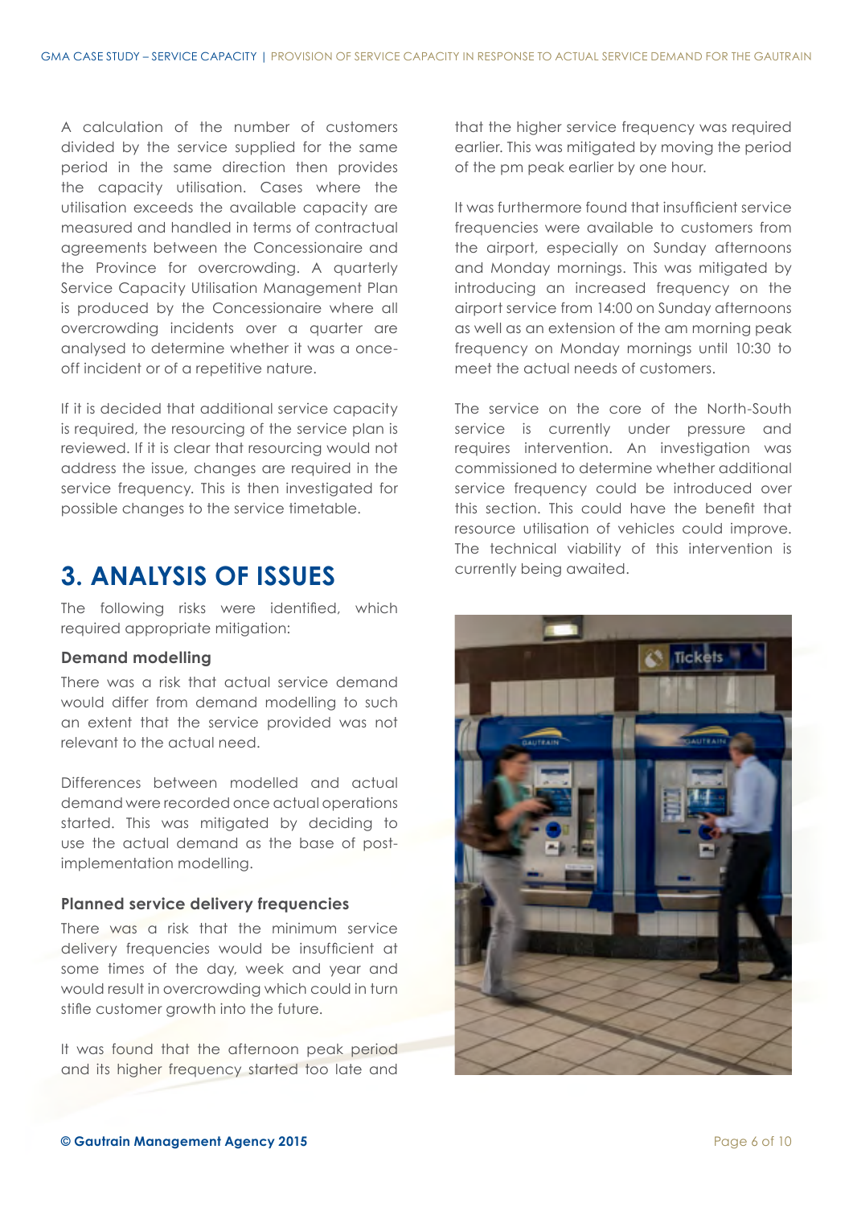A calculation of the number of customers divided by the service supplied for the same period in the same direction then provides the capacity utilisation. Cases where the utilisation exceeds the available capacity are measured and handled in terms of contractual agreements between the Concessionaire and the Province for overcrowding. A quarterly Service Capacity Utilisation Management Plan is produced by the Concessionaire where all overcrowding incidents over a quarter are analysed to determine whether it was a once-off incident or of a repetitive nature.

If it is decided that additional service capacity is required, the resourcing of the service plan is reviewed. If it is clear that resourcing would not address the issue, changes are required in the service frequency. This is then investigated for possible changes to the service timetable.

## 3. ANALYSIS OF ISSUES

The following risks were identified, which required appropriate mitigation:

### Demand modelling

There was a risk that actual service demand would differ from demand modelling to such an extent that the service provided was not relevant to the actual need.

Differences between modelled and actual demand were recorded once actual operations started. This was mitigated by deciding to use the actual demand as the base of post-implementation modelling.

### Planned service delivery frequencies

There was a risk that the minimum service delivery frequencies would be insufficient at some times of the day, week and year and would result in overcrowding which could in turn stifle customer growth into the future.

It was found that the afternoon peak period and its higher frequency started too late and that the higher service frequency was required earlier. This was mitigated by moving the period of the pm peak earlier by one hour.

It was furthermore found that insufficient service frequencies were available to customers from the airport, especially on Sunday afternoons and Monday mornings. This was mitigated by introducing an increased frequency on the airport service from 14:00 on Sunday afternoons as well as an extension of the am morning peak frequency on Monday mornings until 10:30 to meet the actual needs of customers.

The service on the core of the North-South service is currently under pressure and requires intervention. An investigation was commissioned to determine whether additional service frequency could be introduced over this section. This could have the benefit that resource utilisation of vehicles could improve. The technical viability of this intervention is currently being awaited.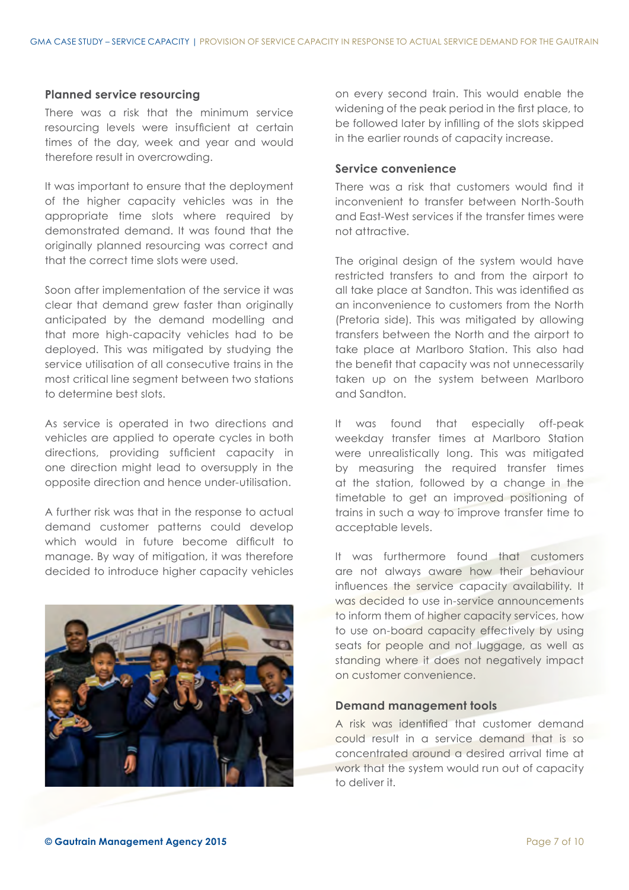### Planned service resourcing

There was a risk that the minimum service resourcing levels were insufficient at certain times of the day, week and year and would therefore result in overcrowding.

It was important to ensure that the deployment of the higher capacity vehicles was in the appropriate time slots where required by demonstrated demand. It was found that the originally planned resourcing was correct and that the correct time slots were used.

Soon after implementation of the service it was clear that demand grew faster than originally anticipated by the demand modelling and that more high-capacity vehicles had to be deployed. This was mitigated by studying the service utilisation of all consecutive trains in the most critical line segment between two stations to determine best slots.

As service is operated in two directions and vehicles are applied to operate cycles in both directions, providing sufficient capacity in one direction might lead to oversupply in the opposite direction and hence under-utilisation.

A further risk was that in the response to actual demand customer patterns could develop which would in future become difficult to manage. By way of mitigation, it was therefore decided to introduce higher capacity vehicles on every second train. This would enable the widening of the peak period in the first place, to be followed later by infilling of the slots skipped in the earlier rounds of capacity increase.

### Service convenience

There was a risk that customers would find it inconvenient to transfer between North-South and East-West services if the transfer times were not attractive.

The original design of the system would have restricted transfers to and from the airport to all take place at Sandton. This was identified as an inconvenience to customers from the North (Pretoria side). This was mitigated by allowing transfers between the North and the airport to take place at Marlboro Station. This also had the benefit that capacity was not unnecessarily taken up on the system between Marlboro and Sandton.

It was found that especially off-peak weekday transfer times at Marlboro Station were unrealistically long. This was mitigated by measuring the required transfer times at the station, followed by a change in the timetable to get an improved positioning of trains in such a way to improve transfer time to acceptable levels.

It was furthermore found that customers are not always aware how their behaviour influences the service capacity availability. It was decided to use in-service announcements to inform them of higher capacity services, how to use on-board capacity effectively by using seats for people and not luggage, as well as standing where it does not negatively impact on customer convenience.

### Demand management tools

A risk was identified that customer demand could result in a service demand that is so concentrated around a desired arrival time at work that the system would run out of capacity to deliver it.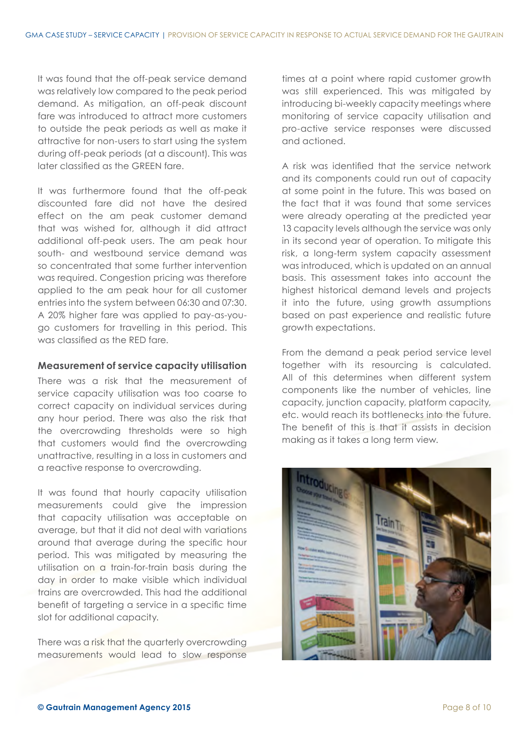It was found that the off-peak service demand was relatively low compared to the peak period demand. As mitigation, an off-peak discount fare was introduced to attract more customers to outside the peak periods as well as make it attractive for non-users to start using the system during off-peak periods (at a discount). This was later classified as the GREEN fare.

It was furthermore found that the off-peak discounted fare did not have the desired effect on the am peak customer demand that was wished for, although it did attract additional off-peak users. The am peak hour south- and westbound service demand was so concentrated that some further intervention was required. Congestion pricing was therefore applied to the am peak hour for all customer entries into the system between 06:30 and 07:30. A 20% higher fare was applied to pay-as-you-go customers for travelling in this period. This was classified as the RED fare.

### Measurement of service capacity utilisation

There was a risk that the measurement of service capacity utilisation was too coarse to correct capacity on individual services during any hour period. There was also the risk that the overcrowding thresholds were so high that customers would find the overcrowding unattractive, resulting in a loss in customers and a reactive response to overcrowding.

It was found that hourly capacity utilisation measurements could give the impression that capacity utilisation was acceptable on average, but that it did not deal with variations around that average during the specific hour period. This was mitigated by measuring the utilisation on a train-for-train basis during the day in order to make visible which individual trains are overcrowded. This had the additional benefit of targeting a service in a specific time slot for additional capacity.

There was a risk that the quarterly overcrowding measurements would lead to slow response times at a point where rapid customer growth was still experienced. This was mitigated by introducing bi-weekly capacity meetings where monitoring of service capacity utilisation and pro-active service responses were discussed and actioned.

A risk was identified that the service network and its components could run out of capacity at some point in the future. This was based on the fact that it was found that some services were already operating at the predicted year 13 capacity levels although the service was only in its second year of operation. To mitigate this risk, a long-term system capacity assessment was introduced, which is updated on an annual basis. This assessment takes into account the highest historical demand levels and projects it into the future, using growth assumptions based on past experience and realistic future growth expectations.

From the demand a peak period service level together with its resourcing is calculated. All of this determines when different system components like the number of vehicles, line capacity, junction capacity, platform capacity, etc. would reach its bottlenecks into the future. The benefit of this is that it assists in decision making as it takes a long term view.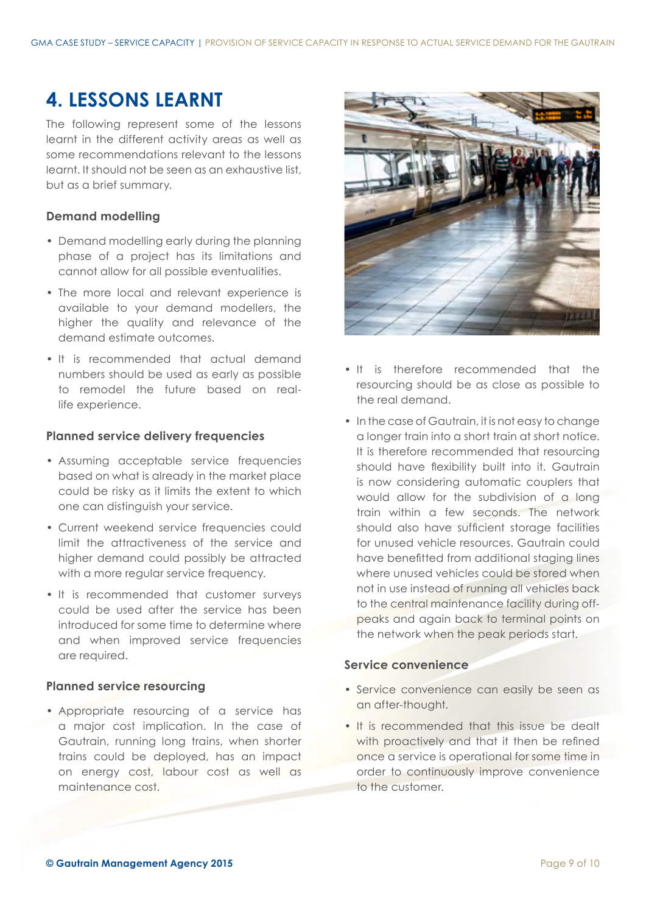## 4. LESSONS LEARNT

The following represent some of the lessons learnt in the different activity areas as well as some recommendations relevant to the lessons learnt. It should not be seen as an exhaustive list, but as a brief summary.

### Demand modelling

- Demand modelling early during the planning phase of a project has its limitations and cannot allow for all possible eventualities.
- The more local and relevant experience is available to your demand modellers, the higher the quality and relevance of the demand estimate outcomes.
- It is recommended that actual demand numbers should be used as early as possible to remodel the future based on real-life experience.

### Planned service delivery frequencies

- Assuming acceptable service frequencies based on what is already in the market place could be risky as it limits the extent to which one can distinguish your service.
- Current weekend service frequencies could limit the attractiveness of the service and higher demand could possibly be attracted with a more regular service frequency.
- It is recommended that customer surveys could be used after the service has been introduced for some time to determine where and when improved service frequencies are required.

### Planned service resourcing

- Appropriate resourcing of a service has a major cost implication. In the case of Gautrain, running long trains, when shorter trains could be deployed, has an impact on energy cost, labour cost as well as maintenance cost.
- It is therefore recommended that the resourcing should be as close as possible to the real demand.
- In the case of Gautrain, it is not easy to change a longer train into a short train at short notice. It is therefore recommended that resourcing should have flexibility built into it. Gautrain is now considering automatic couplers that would allow for the subdivision of a long train within a few seconds. The network should also have sufficient storage facilities for unused vehicle resources. Gautrain could have benefitted from additional staging lines where unused vehicles could be stored when not in use instead of running all vehicles back to the central maintenance facility during off-peaks and again back to terminal points on the network when the peak periods start.

### Service convenience

- Service convenience can easily be seen as an after-thought.
- It is recommended that this issue be dealt with proactively and that it then be refined once a service is operational for some time in order to continuously improve convenience to the customer.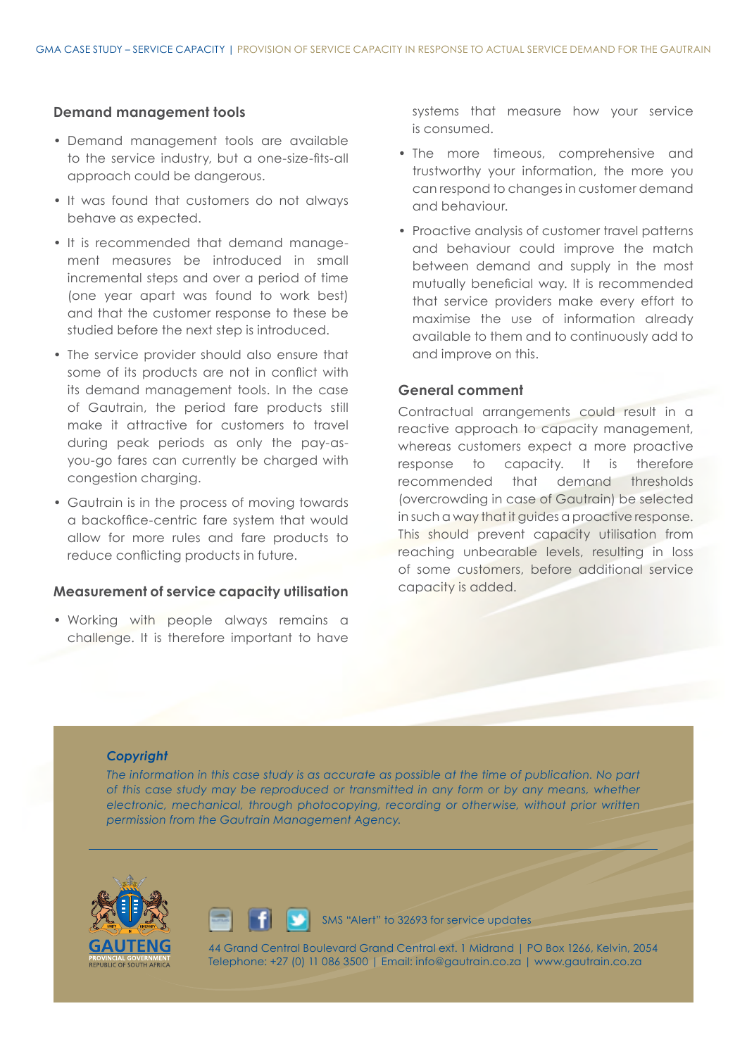## Demand management tools

- Demand management tools are available to the service industry, but a one-size-fits-all approach could be dangerous.
- It was found that customers do not always behave as expected.
- It is recommended that demand management measures be introduced in small incremental steps and over a period of time (one year apart was found to work best) and that the customer response to these be studied before the next step is introduced.
- The service provider should also ensure that some of its products are not in conflict with its demand management tools. In the case of Gautrain, the period fare products still make it attractive for customers to travel during peak periods as only the pay-as-you-go fares can currently be charged with congestion charging.
- Gautrain is in the process of moving towards a backoffice-centric fare system that would allow for more rules and fare products to reduce conflicting products in future.

## Measurement of service capacity utilisation

- Working with people always remains a challenge. It is therefore important to have systems that measure how your service is consumed.
- The more timeous, comprehensive and trustworthy your information, the more you can respond to changes in customer demand and behaviour.
- Proactive analysis of customer travel patterns and behaviour could improve the match between demand and supply in the most mutually beneficial way. It is recommended that service providers make every effort to maximise the use of information already available to them and to continuously add to and improve on this.

## General comment

Contractual arrangements could result in a reactive approach to capacity management, whereas customers expect a more proactive response to capacity. It is therefore recommended that demand thresholds (overcrowding in case of Gautrain) be selected in such a way that it guides a proactive response. This should prevent capacity utilisation from reaching unbearable levels, resulting in loss of some customers, before additional service capacity is added.

***Copyright***

*The information in this case study is as accurate as possible at the time of publication. No part of this case study may be reproduced or transmitted in any form or by any means, whether electronic, mechanical, through photocopying, recording or otherwise, without prior written permission from the Gautrain Management Agency.*

GAUTENG PROVINCIAL GOVERNMENT REPUBLIC OF SOUTH AFRICA

SMS “Alert” to 32693 for service updates

44 Grand Central Boulevard Grand Central ext. 1 Midrand | PO Box 1266, Kelvin, 2054
Telephone: +27 (0) 11 086 3500 | Email: info@gautrain.co.za | www.gautrain.co.za